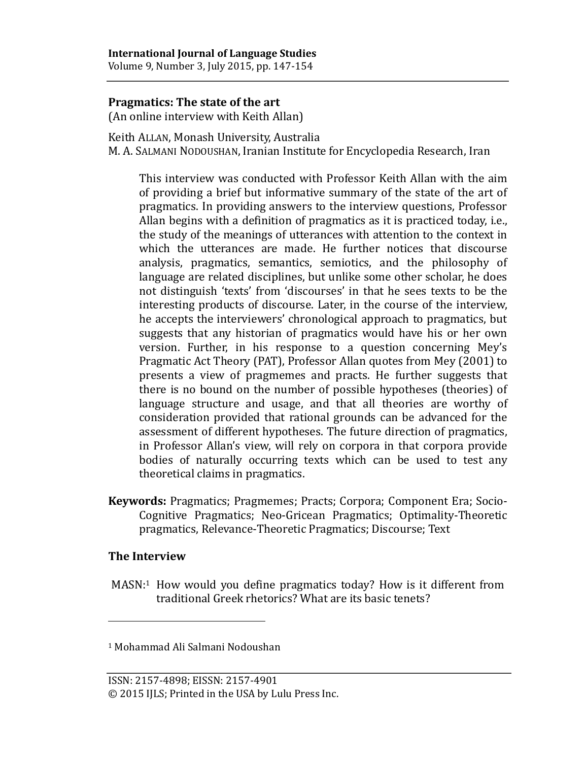**International Journal of Language Studies**
Volume 9, Number 3, July 2015, pp. 147-154

# Pragmatics: The state of the art

(An online interview with Keith Allan)

Keith ALLAN, Monash University, Australia
M. A. SALMANI NODOUSHAN, Iranian Institute for Encyclopedia Research, Iran

> This interview was conducted with Professor Keith Allan with the aim of providing a brief but informative summary of the state of the art of pragmatics. In providing answers to the interview questions, Professor Allan begins with a definition of pragmatics as it is practiced today, i.e., the study of the meanings of utterances with attention to the context in which the utterances are made. He further notices that discourse analysis, pragmatics, semantics, semiotics, and the philosophy of language are related disciplines, but unlike some other scholar, he does not distinguish 'texts' from 'discourses' in that he sees texts to be the interesting products of discourse. Later, in the course of the interview, he accepts the interviewers' chronological approach to pragmatics, but suggests that any historian of pragmatics would have his or her own version. Further, in his response to a question concerning Mey's Pragmatic Act Theory (PAT), Professor Allan quotes from Mey (2001) to presents a view of pragmemes and practs. He further suggests that there is no bound on the number of possible hypotheses (theories) of language structure and usage, and that all theories are worthy of consideration provided that rational grounds can be advanced for the assessment of different hypotheses. The future direction of pragmatics, in Professor Allan's view, will rely on corpora in that corpora provide bodies of naturally occurring texts which can be used to test any theoretical claims in pragmatics.

**Keywords:** Pragmatics; Pragmemes; Practs; Corpora; Component Era; Socio-Cognitive Pragmatics; Neo-Gricean Pragmatics; Optimality-Theoretic pragmatics, Relevance-Theoretic Pragmatics; Discourse; Text

## The Interview

MASN:[1] How would you define pragmatics today? How is it different from traditional Greek rhetorics? What are its basic tenets?

---

[1] Mohammad Ali Salmani Nodoushan

ISSN: 2157-4898; EISSN: 2157-4901
© 2015 IJLS; Printed in the USA by Lulu Press Inc.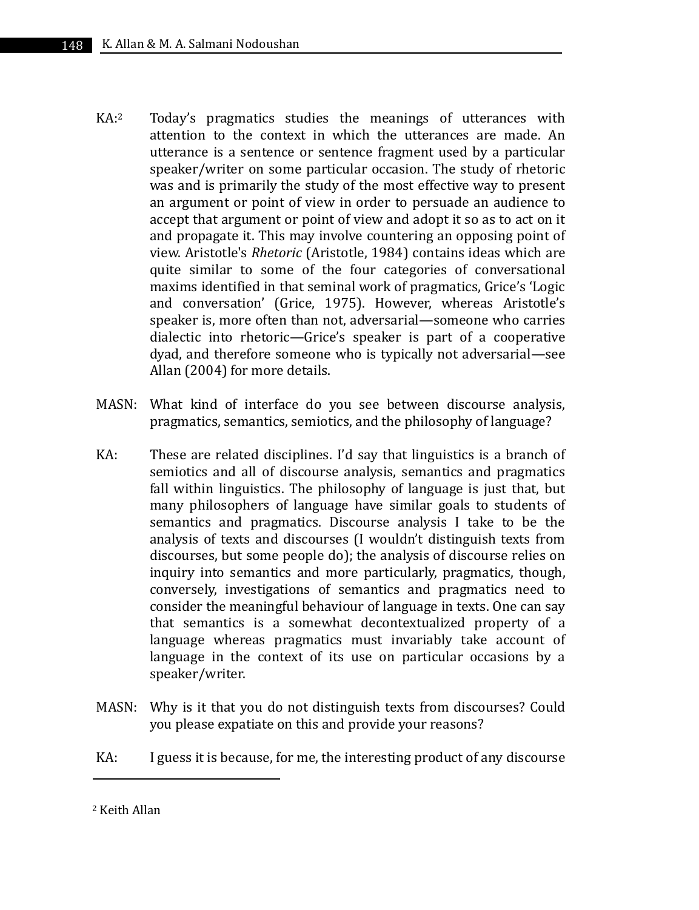**KA:**[2] Today's pragmatics studies the meanings of utterances with attention to the context in which the utterances are made. An utterance is a sentence or sentence fragment used by a particular speaker/writer on some particular occasion. The study of rhetoric was and is primarily the study of the most effective way to present an argument or point of view in order to persuade an audience to accept that argument or point of view and adopt it so as to act on it and propagate it. This may involve countering an opposing point of view. Aristotle's *Rhetoric* (Aristotle, 1984) contains ideas which are quite similar to some of the four categories of conversational maxims identified in that seminal work of pragmatics, Grice's 'Logic and conversation' (Grice, 1975). However, whereas Aristotle's speaker is, more often than not, adversarial—someone who carries dialectic into rhetoric—Grice's speaker is part of a cooperative dyad, and therefore someone who is typically not adversarial—see Allan (2004) for more details.

**MASN:** What kind of interface do you see between discourse analysis, pragmatics, semantics, semiotics, and the philosophy of language?

**KA:** These are related disciplines. I'd say that linguistics is a branch of semiotics and all of discourse analysis, semantics and pragmatics fall within linguistics. The philosophy of language is just that, but many philosophers of language have similar goals to students of semantics and pragmatics. Discourse analysis I take to be the analysis of texts and discourses (I wouldn't distinguish texts from discourses, but some people do); the analysis of discourse relies on inquiry into semantics and more particularly, pragmatics, though, conversely, investigations of semantics and pragmatics need to consider the meaningful behaviour of language in texts. One can say that semantics is a somewhat decontextualized property of a language whereas pragmatics must invariably take account of language in the context of its use on particular occasions by a speaker/writer.

**MASN:** Why is it that you do not distinguish texts from discourses? Could you please expatiate on this and provide your reasons?

**KA:** I guess it is because, for me, the interesting product of any discourse

---

[2] Keith Allan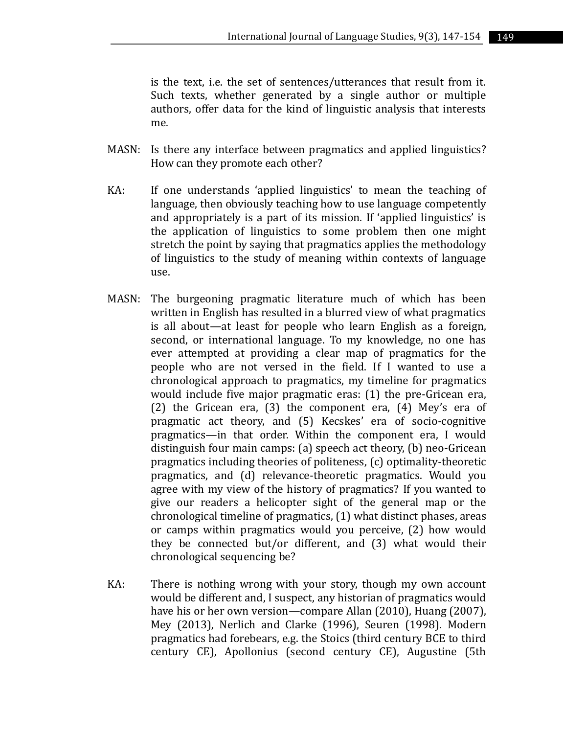is the text, i.e. the set of sentences/utterances that result from it. Such texts, whether generated by a single author or multiple authors, offer data for the kind of linguistic analysis that interests me.

MASN: Is there any interface between pragmatics and applied linguistics? How can they promote each other?

KA: If one understands 'applied linguistics' to mean the teaching of language, then obviously teaching how to use language competently and appropriately is a part of its mission. If 'applied linguistics' is the application of linguistics to some problem then one might stretch the point by saying that pragmatics applies the methodology of linguistics to the study of meaning within contexts of language use.

MASN: The burgeoning pragmatic literature much of which has been written in English has resulted in a blurred view of what pragmatics is all about—at least for people who learn English as a foreign, second, or international language. To my knowledge, no one has ever attempted at providing a clear map of pragmatics for the people who are not versed in the field. If I wanted to use a chronological approach to pragmatics, my timeline for pragmatics would include five major pragmatic eras: (1) the pre-Gricean era, (2) the Gricean era, (3) the component era, (4) Mey's era of pragmatic act theory, and (5) Kecskes' era of socio-cognitive pragmatics—in that order. Within the component era, I would distinguish four main camps: (a) speech act theory, (b) neo-Gricean pragmatics including theories of politeness, (c) optimality-theoretic pragmatics, and (d) relevance-theoretic pragmatics. Would you agree with my view of the history of pragmatics? If you wanted to give our readers a helicopter sight of the general map or the chronological timeline of pragmatics, (1) what distinct phases, areas or camps within pragmatics would you perceive, (2) how would they be connected but/or different, and (3) what would their chronological sequencing be?

KA: There is nothing wrong with your story, though my own account would be different and, I suspect, any historian of pragmatics would have his or her own version—compare Allan (2010), Huang (2007), Mey (2013), Nerlich and Clarke (1996), Seuren (1998). Modern pragmatics had forebears, e.g. the Stoics (third century BCE to third century CE), Apollonius (second century CE), Augustine (5th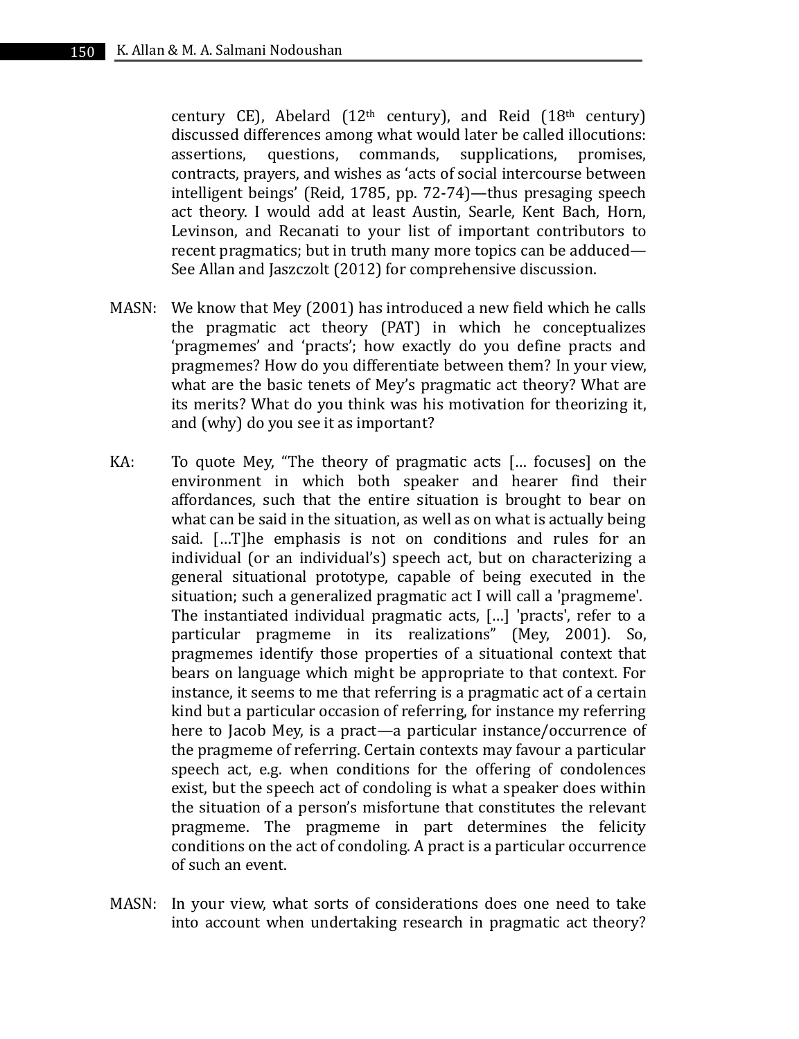century CE), Abelard (12th century), and Reid (18th century) discussed differences among what would later be called illocutions: assertions, questions, commands, supplications, promises, contracts, prayers, and wishes as 'acts of social intercourse between intelligent beings' (Reid, 1785, pp. 72-74)—thus presaging speech act theory. I would add at least Austin, Searle, Kent Bach, Horn, Levinson, and Recanati to your list of important contributors to recent pragmatics; but in truth many more topics can be adduced—See Allan and Jaszczolt (2012) for comprehensive discussion.

MASN: We know that Mey (2001) has introduced a new field which he calls the pragmatic act theory (PAT) in which he conceptualizes 'pragmemes' and 'practs'; how exactly do you define practs and pragmemes? How do you differentiate between them? In your view, what are the basic tenets of Mey's pragmatic act theory? What are its merits? What do you think was his motivation for theorizing it, and (why) do you see it as important?

KA: To quote Mey, "The theory of pragmatic acts [… focuses] on the environment in which both speaker and hearer find their affordances, such that the entire situation is brought to bear on what can be said in the situation, as well as on what is actually being said. […T]he emphasis is not on conditions and rules for an individual (or an individual's) speech act, but on characterizing a general situational prototype, capable of being executed in the situation; such a generalized pragmatic act I will call a 'pragmeme'. The instantiated individual pragmatic acts, […] 'practs', refer to a particular pragmeme in its realizations" (Mey, 2001). So, pragmemes identify those properties of a situational context that bears on language which might be appropriate to that context. For instance, it seems to me that referring is a pragmatic act of a certain kind but a particular occasion of referring, for instance my referring here to Jacob Mey, is a pract—a particular instance/occurrence of the pragmeme of referring. Certain contexts may favour a particular speech act, e.g. when conditions for the offering of condolences exist, but the speech act of condoling is what a speaker does within the situation of a person's misfortune that constitutes the relevant pragmeme. The pragmeme in part determines the felicity conditions on the act of condoling. A pract is a particular occurrence of such an event.

MASN: In your view, what sorts of considerations does one need to take into account when undertaking research in pragmatic act theory?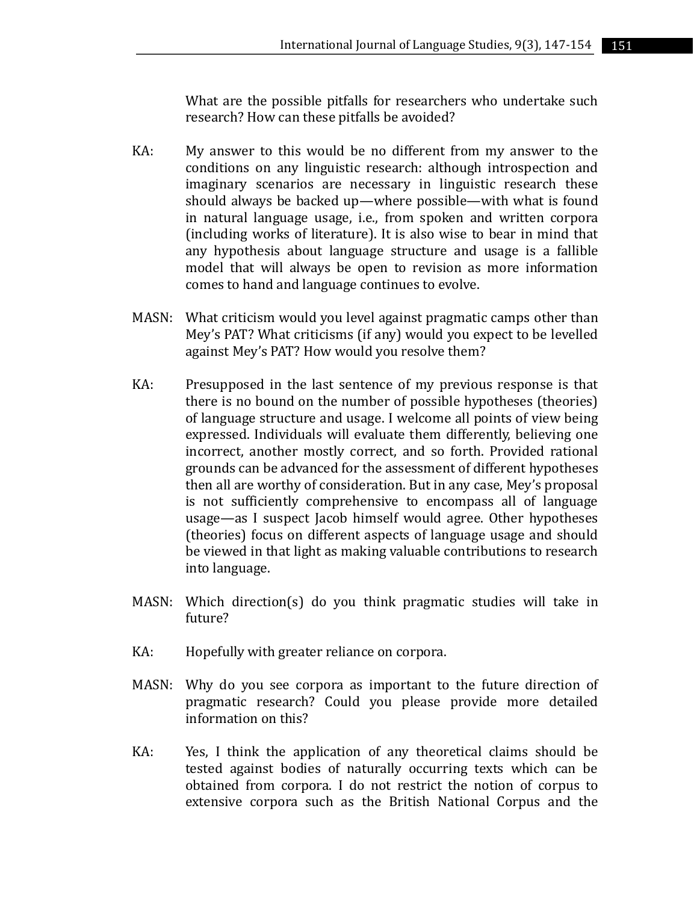What are the possible pitfalls for researchers who undertake such research? How can these pitfalls be avoided?

KA: My answer to this would be no different from my answer to the conditions on any linguistic research: although introspection and imaginary scenarios are necessary in linguistic research these should always be backed up—where possible—with what is found in natural language usage, i.e., from spoken and written corpora (including works of literature). It is also wise to bear in mind that any hypothesis about language structure and usage is a fallible model that will always be open to revision as more information comes to hand and language continues to evolve.

MASN: What criticism would you level against pragmatic camps other than Mey's PAT? What criticisms (if any) would you expect to be levelled against Mey's PAT? How would you resolve them?

KA: Presupposed in the last sentence of my previous response is that there is no bound on the number of possible hypotheses (theories) of language structure and usage. I welcome all points of view being expressed. Individuals will evaluate them differently, believing one incorrect, another mostly correct, and so forth. Provided rational grounds can be advanced for the assessment of different hypotheses then all are worthy of consideration. But in any case, Mey's proposal is not sufficiently comprehensive to encompass all of language usage—as I suspect Jacob himself would agree. Other hypotheses (theories) focus on different aspects of language usage and should be viewed in that light as making valuable contributions to research into language.

MASN: Which direction(s) do you think pragmatic studies will take in future?

KA: Hopefully with greater reliance on corpora.

MASN: Why do you see corpora as important to the future direction of pragmatic research? Could you please provide more detailed information on this?

KA: Yes, I think the application of any theoretical claims should be tested against bodies of naturally occurring texts which can be obtained from corpora. I do not restrict the notion of corpus to extensive corpora such as the British National Corpus and the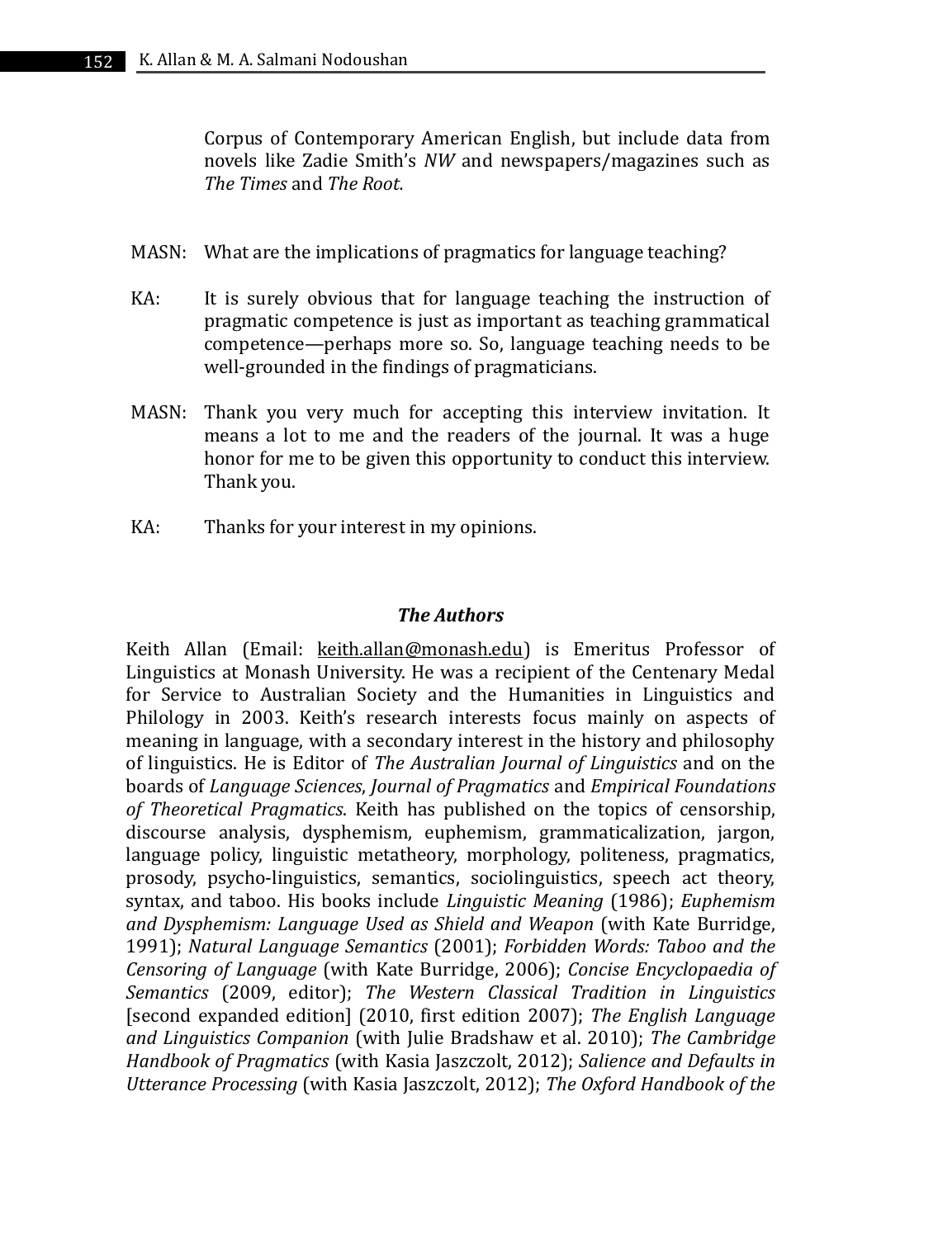Corpus of Contemporary American English, but include data from novels like Zadie Smith's *NW* and newspapers/magazines such as *The Times* and *The Root.*

MASN: What are the implications of pragmatics for language teaching?

KA: It is surely obvious that for language teaching the instruction of pragmatic competence is just as important as teaching grammatical competence—perhaps more so. So, language teaching needs to be well-grounded in the findings of pragmaticians.

MASN: Thank you very much for accepting this interview invitation. It means a lot to me and the readers of the journal. It was a huge honor for me to be given this opportunity to conduct this interview. Thank you.

KA: Thanks for your interest in my opinions.

### *The Authors*

Keith Allan (Email: keith.allan@monash.edu) is Emeritus Professor of Linguistics at Monash University. He was a recipient of the Centenary Medal for Service to Australian Society and the Humanities in Linguistics and Philology in 2003. Keith's research interests focus mainly on aspects of meaning in language, with a secondary interest in the history and philosophy of linguistics. He is Editor of *The Australian Journal of Linguistics* and on the boards of *Language Sciences*, *Journal of Pragmatics* and *Empirical Foundations of Theoretical Pragmatics*. Keith has published on the topics of censorship, discourse analysis, dysphemism, euphemism, grammaticalization, jargon, language policy, linguistic metatheory, morphology, politeness, pragmatics, prosody, psycho-linguistics, semantics, sociolinguistics, speech act theory, syntax, and taboo. His books include *Linguistic Meaning* (1986); *Euphemism and Dysphemism: Language Used as Shield and Weapon* (with Kate Burridge, 1991); *Natural Language Semantics* (2001); *Forbidden Words: Taboo and the Censoring of Language* (with Kate Burridge, 2006); *Concise Encyclopaedia of Semantics* (2009, editor); *The Western Classical Tradition in Linguistics* [second expanded edition] (2010, first edition 2007); *The English Language and Linguistics Companion* (with Julie Bradshaw et al. 2010); *The Cambridge Handbook of Pragmatics* (with Kasia Jaszczolt, 2012); *Salience and Defaults in Utterance Processing* (with Kasia Jaszczolt, 2012); *The Oxford Handbook of the*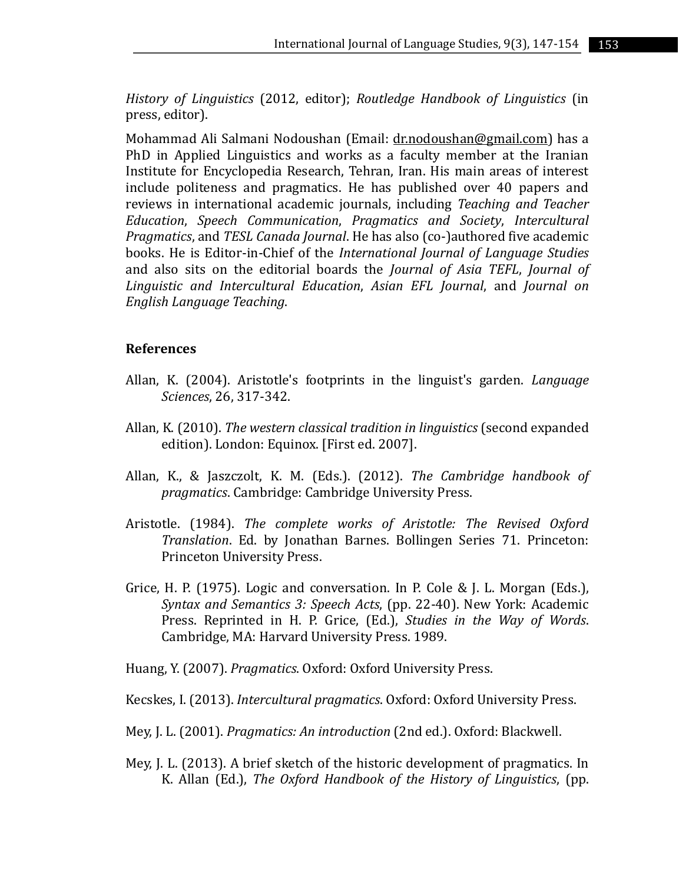*History of Linguistics* (2012, editor); *Routledge Handbook of Linguistics* (in press, editor).

Mohammad Ali Salmani Nodoushan (Email: dr.nodoushan@gmail.com) has a PhD in Applied Linguistics and works as a faculty member at the Iranian Institute for Encyclopedia Research, Tehran, Iran. His main areas of interest include politeness and pragmatics. He has published over 40 papers and reviews in international academic journals, including *Teaching and Teacher Education*, *Speech Communication*, *Pragmatics and Society*, *Intercultural Pragmatics*, and *TESL Canada Journal*. He has also (co-)authored five academic books. He is Editor-in-Chief of the *International Journal of Language Studies* and also sits on the editorial boards the *Journal of Asia TEFL*, *Journal of Linguistic and Intercultural Education*, *Asian EFL Journal*, and *Journal on English Language Teaching*.

## References

Allan, K. (2004). Aristotle's footprints in the linguist's garden. *Language Sciences*, 26, 317-342.

Allan, K. (2010). *The western classical tradition in linguistics* (second expanded edition). London: Equinox. [First ed. 2007].

Allan, K., & Jaszczolt, K. M. (Eds.). (2012). *The Cambridge handbook of pragmatics*. Cambridge: Cambridge University Press.

Aristotle. (1984). *The complete works of Aristotle: The Revised Oxford Translation*. Ed. by Jonathan Barnes. Bollingen Series 71. Princeton: Princeton University Press.

Grice, H. P. (1975). Logic and conversation. In P. Cole & J. L. Morgan (Eds.), *Syntax and Semantics 3: Speech Acts*, (pp. 22-40). New York: Academic Press. Reprinted in H. P. Grice, (Ed.), *Studies in the Way of Words*. Cambridge, MA: Harvard University Press. 1989.

Huang, Y. (2007). *Pragmatics*. Oxford: Oxford University Press.

Kecskes, I. (2013). *Intercultural pragmatics*. Oxford: Oxford University Press.

Mey, J. L. (2001). *Pragmatics: An introduction* (2nd ed.). Oxford: Blackwell.

Mey, J. L. (2013). A brief sketch of the historic development of pragmatics. In K. Allan (Ed.), *The Oxford Handbook of the History of Linguistics*, (pp.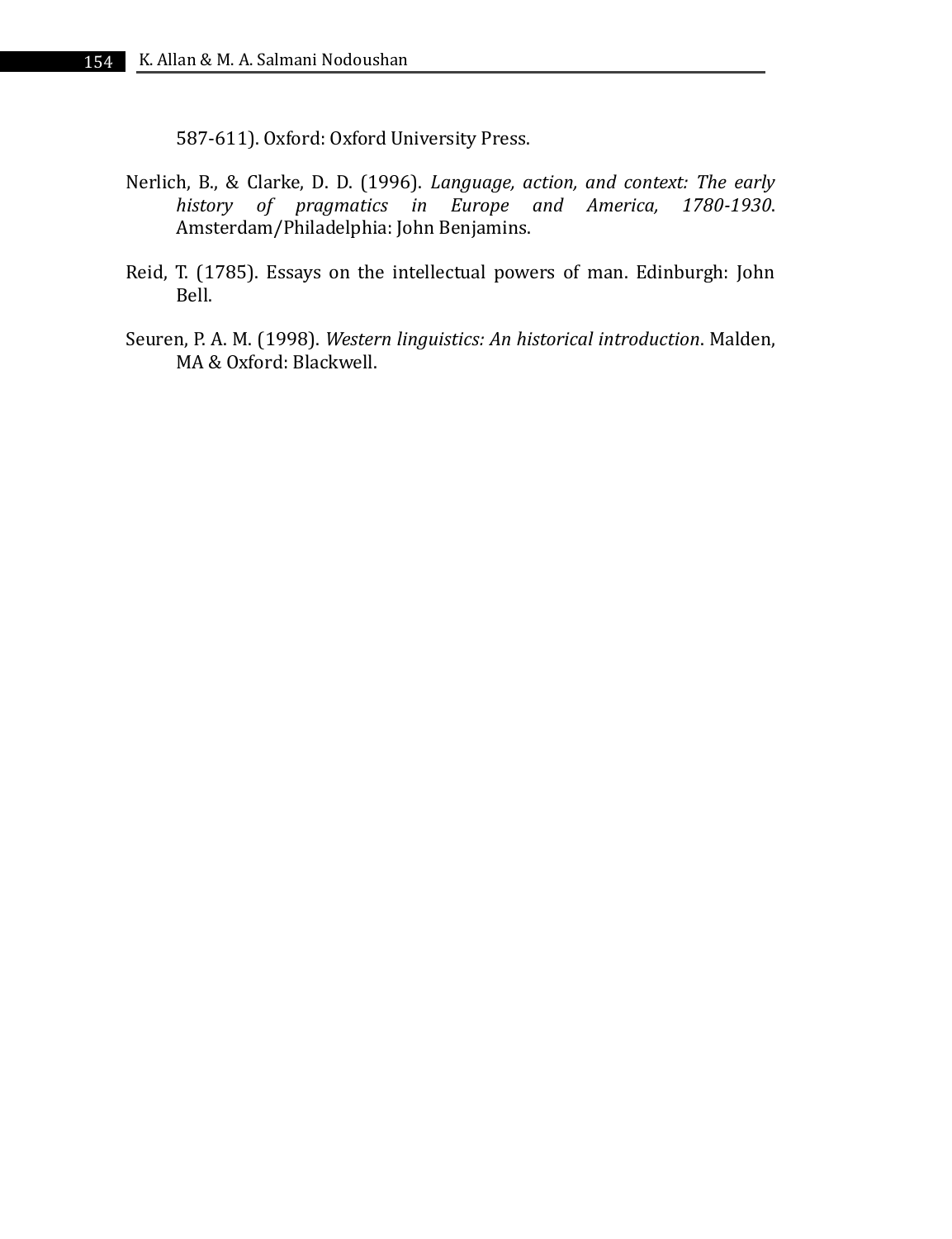587-611). Oxford: Oxford University Press.

Nerlich, B., & Clarke, D. D. (1996). *Language, action, and context: The early history of pragmatics in Europe and America, 1780-1930*. Amsterdam/Philadelphia: John Benjamins.

Reid, T. (1785). Essays on the intellectual powers of man. Edinburgh: John Bell.

Seuren, P. A. M. (1998). *Western linguistics: An historical introduction*. Malden, MA & Oxford: Blackwell.